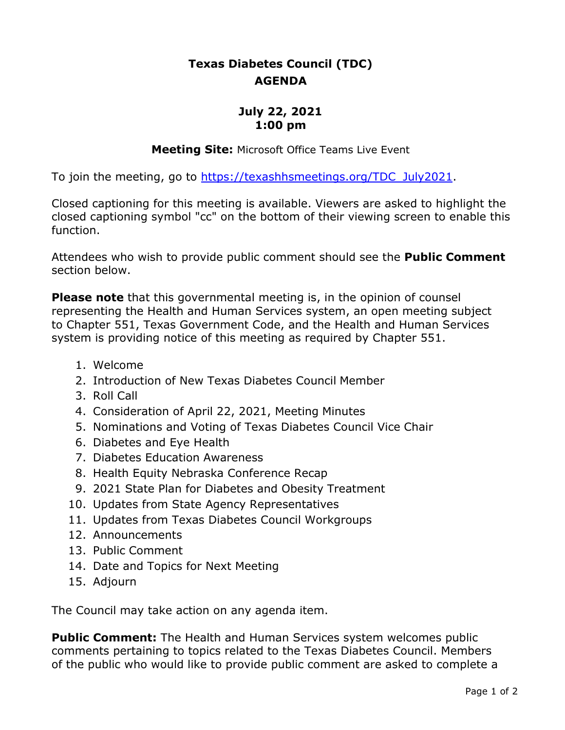# Texas Diabetes Council (TDC)
# AGENDA

**July 22, 2021**
**1:00 pm**

**Meeting Site:** Microsoft Office Teams Live Event

To join the meeting, go to https://texashhsmeetings.org/TDC_July2021.

Closed captioning for this meeting is available. Viewers are asked to highlight the closed captioning symbol "cc" on the bottom of their viewing screen to enable this function.

Attendees who wish to provide public comment should see the **Public Comment** section below.

**Please note** that this governmental meeting is, in the opinion of counsel representing the Health and Human Services system, an open meeting subject to Chapter 551, Texas Government Code, and the Health and Human Services system is providing notice of this meeting as required by Chapter 551.

1. Welcome
2. Introduction of New Texas Diabetes Council Member
3. Roll Call
4. Consideration of April 22, 2021, Meeting Minutes
5. Nominations and Voting of Texas Diabetes Council Vice Chair
6. Diabetes and Eye Health
7. Diabetes Education Awareness
8. Health Equity Nebraska Conference Recap
9. 2021 State Plan for Diabetes and Obesity Treatment
10. Updates from State Agency Representatives
11. Updates from Texas Diabetes Council Workgroups
12. Announcements
13. Public Comment
14. Date and Topics for Next Meeting
15. Adjourn

The Council may take action on any agenda item.

**Public Comment:** The Health and Human Services system welcomes public comments pertaining to topics related to the Texas Diabetes Council. Members of the public who would like to provide public comment are asked to complete a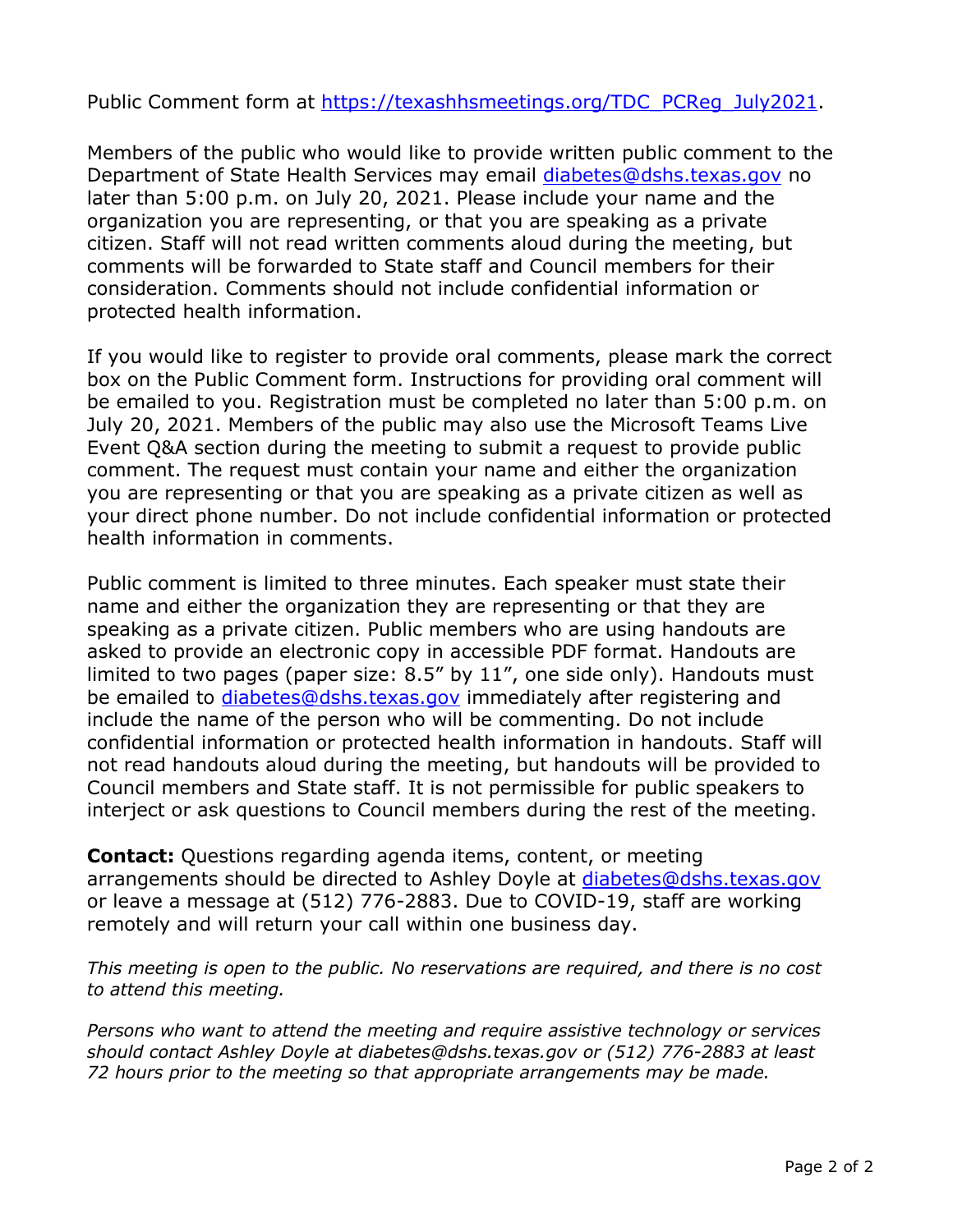Public Comment form at https://texashhsmeetings.org/TDC_PCReg_July2021.

Members of the public who would like to provide written public comment to the Department of State Health Services may email diabetes@dshs.texas.gov no later than 5:00 p.m. on July 20, 2021. Please include your name and the organization you are representing, or that you are speaking as a private citizen. Staff will not read written comments aloud during the meeting, but comments will be forwarded to State staff and Council members for their consideration. Comments should not include confidential information or protected health information.

If you would like to register to provide oral comments, please mark the correct box on the Public Comment form. Instructions for providing oral comment will be emailed to you. Registration must be completed no later than 5:00 p.m. on July 20, 2021. Members of the public may also use the Microsoft Teams Live Event Q&A section during the meeting to submit a request to provide public comment. The request must contain your name and either the organization you are representing or that you are speaking as a private citizen as well as your direct phone number. Do not include confidential information or protected health information in comments.

Public comment is limited to three minutes. Each speaker must state their name and either the organization they are representing or that they are speaking as a private citizen. Public members who are using handouts are asked to provide an electronic copy in accessible PDF format. Handouts are limited to two pages (paper size: 8.5" by 11", one side only). Handouts must be emailed to diabetes@dshs.texas.gov immediately after registering and include the name of the person who will be commenting. Do not include confidential information or protected health information in handouts. Staff will not read handouts aloud during the meeting, but handouts will be provided to Council members and State staff. It is not permissible for public speakers to interject or ask questions to Council members during the rest of the meeting.

**Contact:** Questions regarding agenda items, content, or meeting arrangements should be directed to Ashley Doyle at diabetes@dshs.texas.gov or leave a message at (512) 776-2883. Due to COVID-19, staff are working remotely and will return your call within one business day.

*This meeting is open to the public. No reservations are required, and there is no cost to attend this meeting.*

*Persons who want to attend the meeting and require assistive technology or services should contact Ashley Doyle at diabetes@dshs.texas.gov or (512) 776-2883 at least 72 hours prior to the meeting so that appropriate arrangements may be made.*